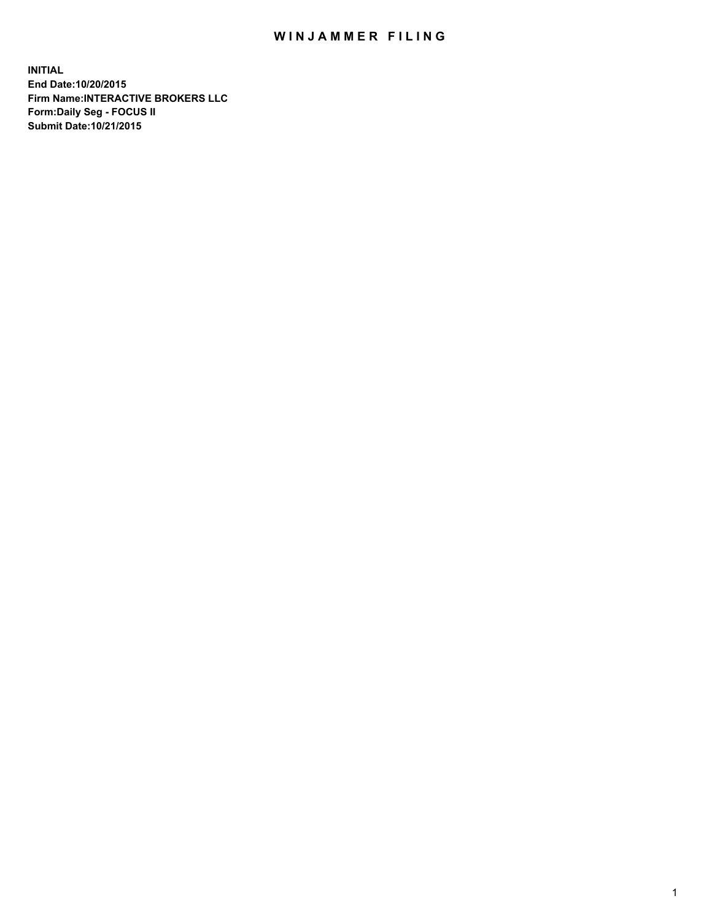# WINJAMMER FILING

**INITIAL**
**End Date:10/20/2015**
**Firm Name:INTERACTIVE BROKERS LLC**
**Form:Daily Seg - FOCUS II**
**Submit Date:10/21/2015**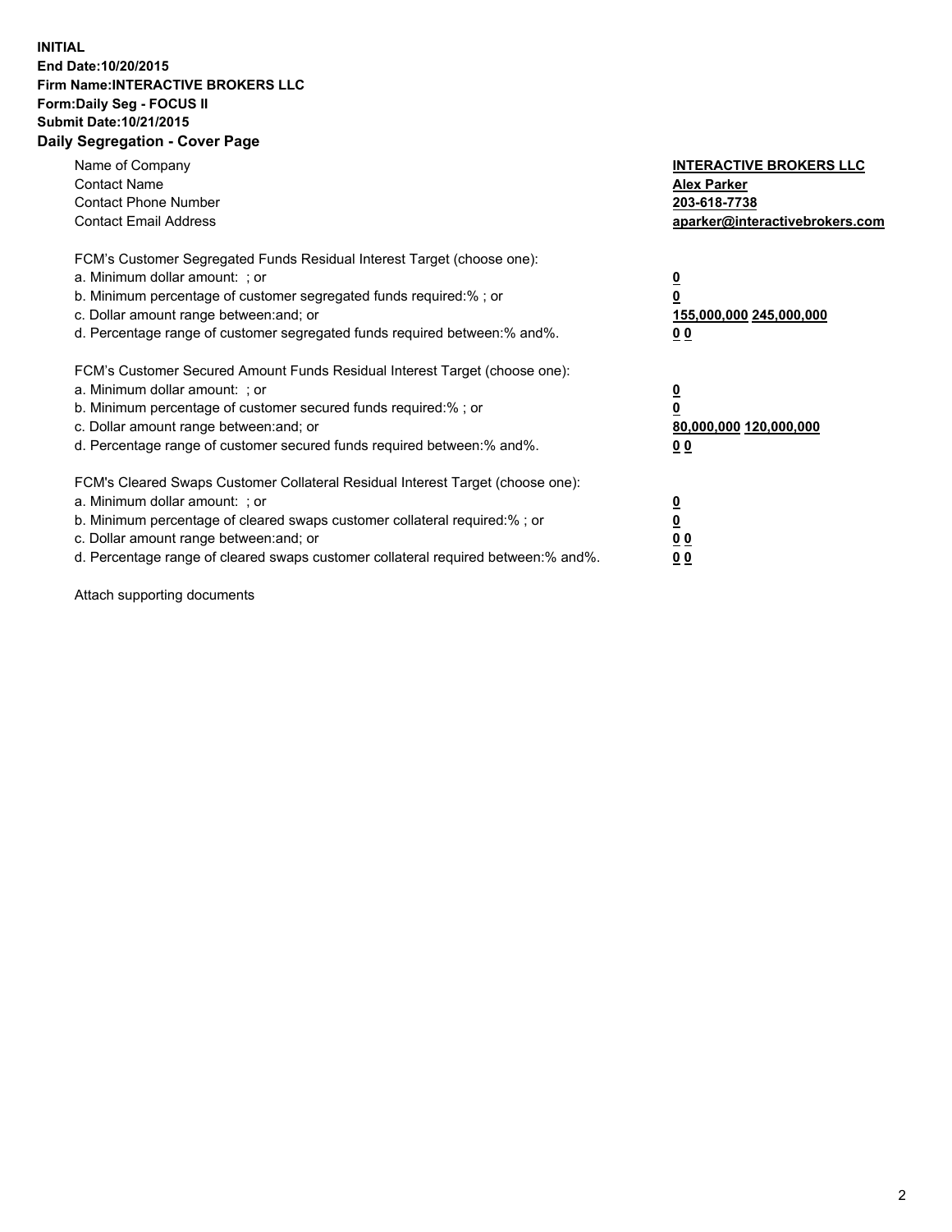**INITIAL**
**End Date:10/20/2015**
**Firm Name:INTERACTIVE BROKERS LLC**
**Form:Daily Seg - FOCUS II**
**Submit Date:10/21/2015**

## Daily Segregation - Cover Page

| | |
|---|---|
| Name of Company | **INTERACTIVE BROKERS LLC** |
| Contact Name | **Alex Parker** |
| Contact Phone Number | **203-618-7738** |
| Contact Email Address | **aparker@interactivebrokers.com** |

FCM's Customer Segregated Funds Residual Interest Target (choose one):

| | |
|---|---|
| a. Minimum dollar amount: ; or | **0** |
| b. Minimum percentage of customer segregated funds required:% ; or | **0** |
| c. Dollar amount range between:and; or | **155,000,000 245,000,000** |
| d. Percentage range of customer segregated funds required between:% and%. | **0 0** |

FCM's Customer Secured Amount Funds Residual Interest Target (choose one):

| | |
|---|---|
| a. Minimum dollar amount: ; or | **0** |
| b. Minimum percentage of customer secured funds required:% ; or | **0** |
| c. Dollar amount range between:and; or | **80,000,000 120,000,000** |
| d. Percentage range of customer secured funds required between:% and%. | **0 0** |

FCM's Cleared Swaps Customer Collateral Residual Interest Target (choose one):

| | |
|---|---|
| a. Minimum dollar amount: ; or | **0** |
| b. Minimum percentage of cleared swaps customer collateral required:% ; or | **0** |
| c. Dollar amount range between:and; or | **0 0** |
| d. Percentage range of cleared swaps customer collateral required between:% and%. | **0 0** |

Attach supporting documents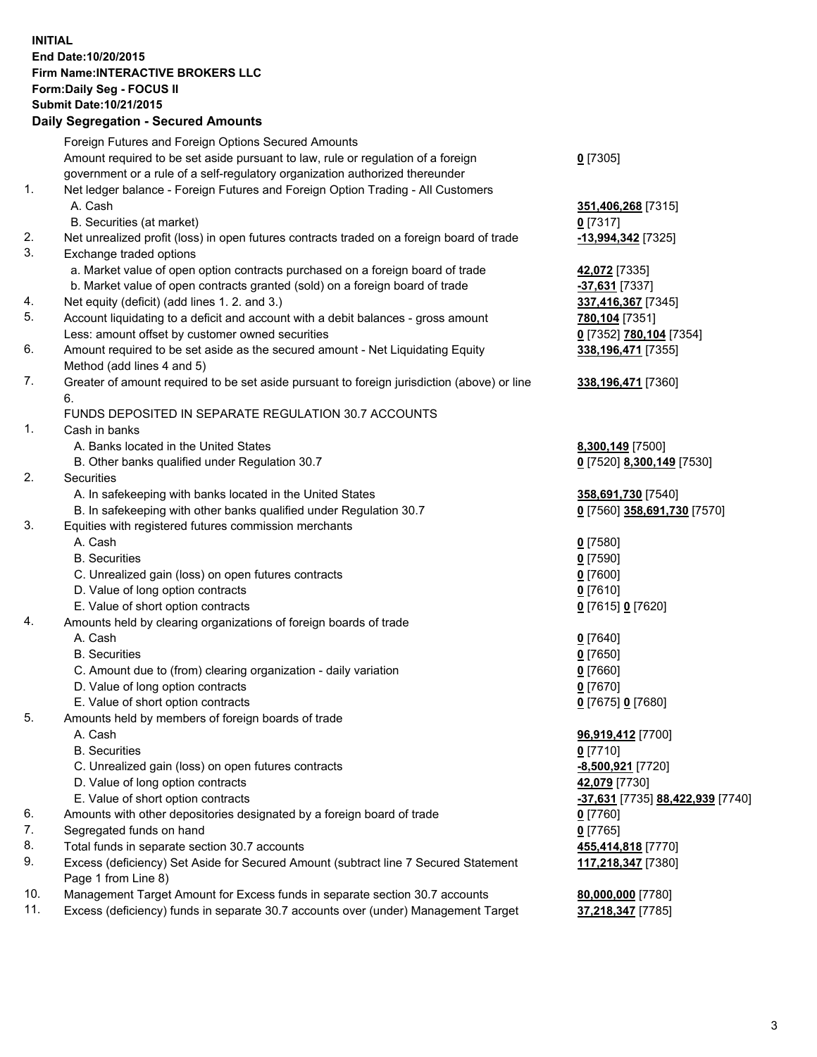**INITIAL**
**End Date:10/20/2015**
**Firm Name:INTERACTIVE BROKERS LLC**
**Form:Daily Seg - FOCUS II**
**Submit Date:10/21/2015**

## Daily Segregation - Secured Amounts

| | | |
|---|---|---|
| | Foreign Futures and Foreign Options Secured Amounts | |
| | Amount required to be set aside pursuant to law, rule or regulation of a foreign government or a rule of a self-regulatory organization authorized thereunder | **0** [7305] |
| 1. | Net ledger balance - Foreign Futures and Foreign Option Trading - All Customers | |
| | A. Cash | **351,406,268** [7315] |
| | B. Securities (at market) | **0** [7317] |
| 2. | Net unrealized profit (loss) in open futures contracts traded on a foreign board of trade | **-13,994,342** [7325] |
| 3. | Exchange traded options | |
| | a. Market value of open option contracts purchased on a foreign board of trade | **42,072** [7335] |
| | b. Market value of open contracts granted (sold) on a foreign board of trade | **-37,631** [7337] |
| 4. | Net equity (deficit) (add lines 1. 2. and 3.) | **337,416,367** [7345] |
| 5. | Account liquidating to a deficit and account with a debit balances - gross amount | **780,104** [7351] |
| | Less: amount offset by customer owned securities | **0** [7352] **780,104** [7354] |
| 6. | Amount required to be set aside as the secured amount - Net Liquidating Equity Method (add lines 4 and 5) | **338,196,471** [7355] |
| 7. | Greater of amount required to be set aside pursuant to foreign jurisdiction (above) or line 6. | **338,196,471** [7360] |
| | FUNDS DEPOSITED IN SEPARATE REGULATION 30.7 ACCOUNTS | |
| 1. | Cash in banks | |
| | A. Banks located in the United States | **8,300,149** [7500] |
| | B. Other banks qualified under Regulation 30.7 | **0** [7520] **8,300,149** [7530] |
| 2. | Securities | |
| | A. In safekeeping with banks located in the United States | **358,691,730** [7540] |
| | B. In safekeeping with other banks qualified under Regulation 30.7 | **0** [7560] **358,691,730** [7570] |
| 3. | Equities with registered futures commission merchants | |
| | A. Cash | **0** [7580] |
| | B. Securities | **0** [7590] |
| | C. Unrealized gain (loss) on open futures contracts | **0** [7600] |
| | D. Value of long option contracts | **0** [7610] |
| | E. Value of short option contracts | **0** [7615] **0** [7620] |
| 4. | Amounts held by clearing organizations of foreign boards of trade | |
| | A. Cash | **0** [7640] |
| | B. Securities | **0** [7650] |
| | C. Amount due to (from) clearing organization - daily variation | **0** [7660] |
| | D. Value of long option contracts | **0** [7670] |
| | E. Value of short option contracts | **0** [7675] **0** [7680] |
| 5. | Amounts held by members of foreign boards of trade | |
| | A. Cash | **96,919,412** [7700] |
| | B. Securities | **0** [7710] |
| | C. Unrealized gain (loss) on open futures contracts | **-8,500,921** [7720] |
| | D. Value of long option contracts | **42,079** [7730] |
| | E. Value of short option contracts | **-37,631** [7735] **88,422,939** [7740] |
| 6. | Amounts with other depositories designated by a foreign board of trade | **0** [7760] |
| 7. | Segregated funds on hand | **0** [7765] |
| 8. | Total funds in separate section 30.7 accounts | **455,414,818** [7770] |
| 9. | Excess (deficiency) Set Aside for Secured Amount (subtract line 7 Secured Statement Page 1 from Line 8) | **117,218,347** [7380] |
| 10. | Management Target Amount for Excess funds in separate section 30.7 accounts | **80,000,000** [7780] |
| 11. | Excess (deficiency) funds in separate 30.7 accounts over (under) Management Target | **37,218,347** [7785] |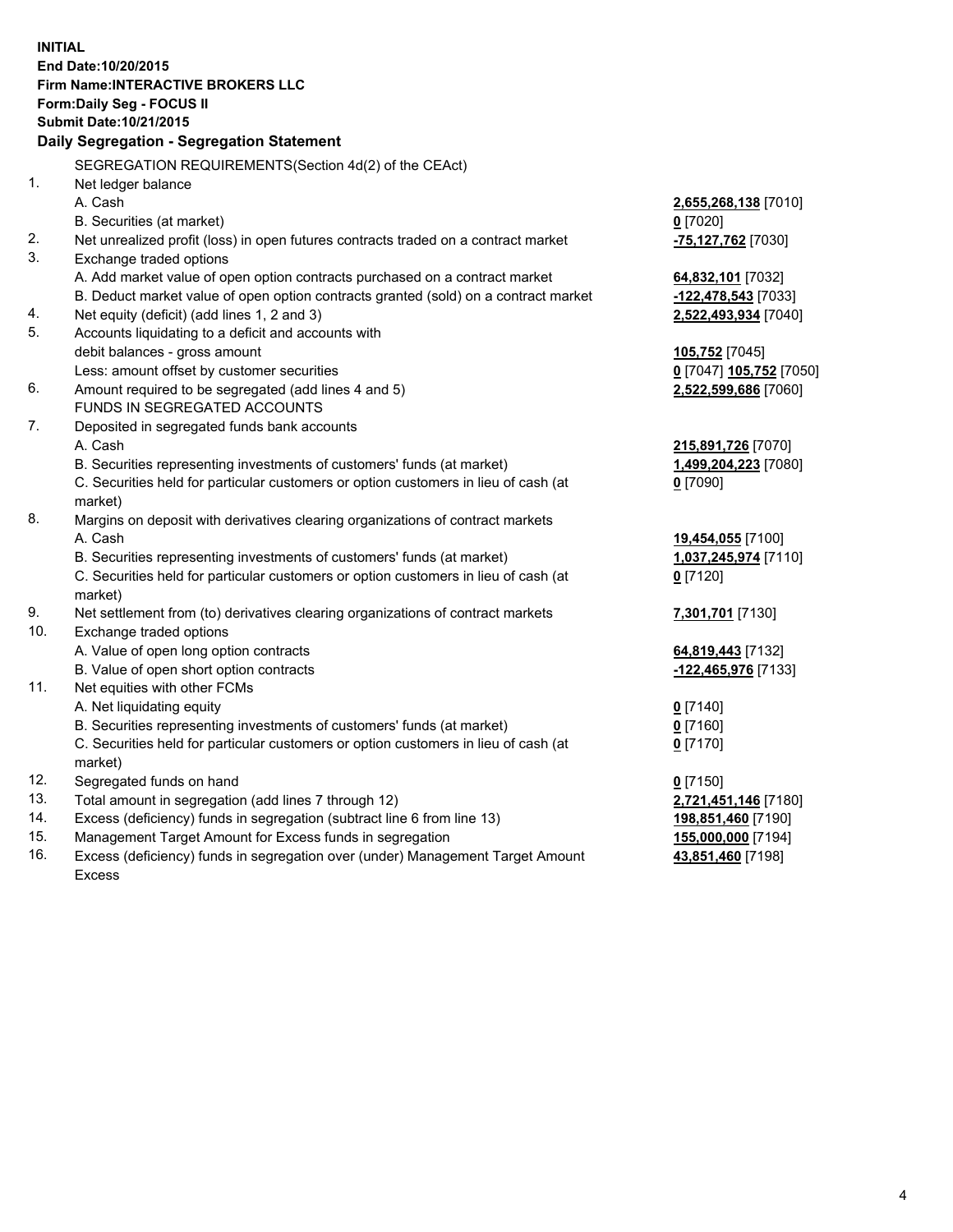**INITIAL**
**End Date:10/20/2015**
**Firm Name:INTERACTIVE BROKERS LLC**
**Form:Daily Seg - FOCUS II**
**Submit Date:10/21/2015**

**Daily Segregation - Segregation Statement**

| | | |
|---|---|---|
| | SEGREGATION REQUIREMENTS(Section 4d(2) of the CEAct) | |
| 1. | Net ledger balance | |
| | A. Cash | **2,655,268,138** [7010] |
| | B. Securities (at market) | **0** [7020] |
| 2. | Net unrealized profit (loss) in open futures contracts traded on a contract market | **-75,127,762** [7030] |
| 3. | Exchange traded options | |
| | A. Add market value of open option contracts purchased on a contract market | **64,832,101** [7032] |
| | B. Deduct market value of open option contracts granted (sold) on a contract market | **-122,478,543** [7033] |
| 4. | Net equity (deficit) (add lines 1, 2 and 3) | **2,522,493,934** [7040] |
| 5. | Accounts liquidating to a deficit and accounts with | |
| | debit balances - gross amount | **105,752** [7045] |
| | Less: amount offset by customer securities | **0** [7047] **105,752** [7050] |
| 6. | Amount required to be segregated (add lines 4 and 5) | **2,522,599,686** [7060] |
| | FUNDS IN SEGREGATED ACCOUNTS | |
| 7. | Deposited in segregated funds bank accounts | |
| | A. Cash | **215,891,726** [7070] |
| | B. Securities representing investments of customers' funds (at market) | **1,499,204,223** [7080] |
| | C. Securities held for particular customers or option customers in lieu of cash (at market) | **0** [7090] |
| 8. | Margins on deposit with derivatives clearing organizations of contract markets | |
| | A. Cash | **19,454,055** [7100] |
| | B. Securities representing investments of customers' funds (at market) | **1,037,245,974** [7110] |
| | C. Securities held for particular customers or option customers in lieu of cash (at market) | **0** [7120] |
| 9. | Net settlement from (to) derivatives clearing organizations of contract markets | **7,301,701** [7130] |
| 10. | Exchange traded options | |
| | A. Value of open long option contracts | **64,819,443** [7132] |
| | B. Value of open short option contracts | **-122,465,976** [7133] |
| 11. | Net equities with other FCMs | |
| | A. Net liquidating equity | **0** [7140] |
| | B. Securities representing investments of customers' funds (at market) | **0** [7160] |
| | C. Securities held for particular customers or option customers in lieu of cash (at market) | **0** [7170] |
| 12. | Segregated funds on hand | **0** [7150] |
| 13. | Total amount in segregation (add lines 7 through 12) | **2,721,451,146** [7180] |
| 14. | Excess (deficiency) funds in segregation (subtract line 6 from line 13) | **198,851,460** [7190] |
| 15. | Management Target Amount for Excess funds in segregation | **155,000,000** [7194] |
| 16. | Excess (deficiency) funds in segregation over (under) Management Target Amount Excess | **43,851,460** [7198] |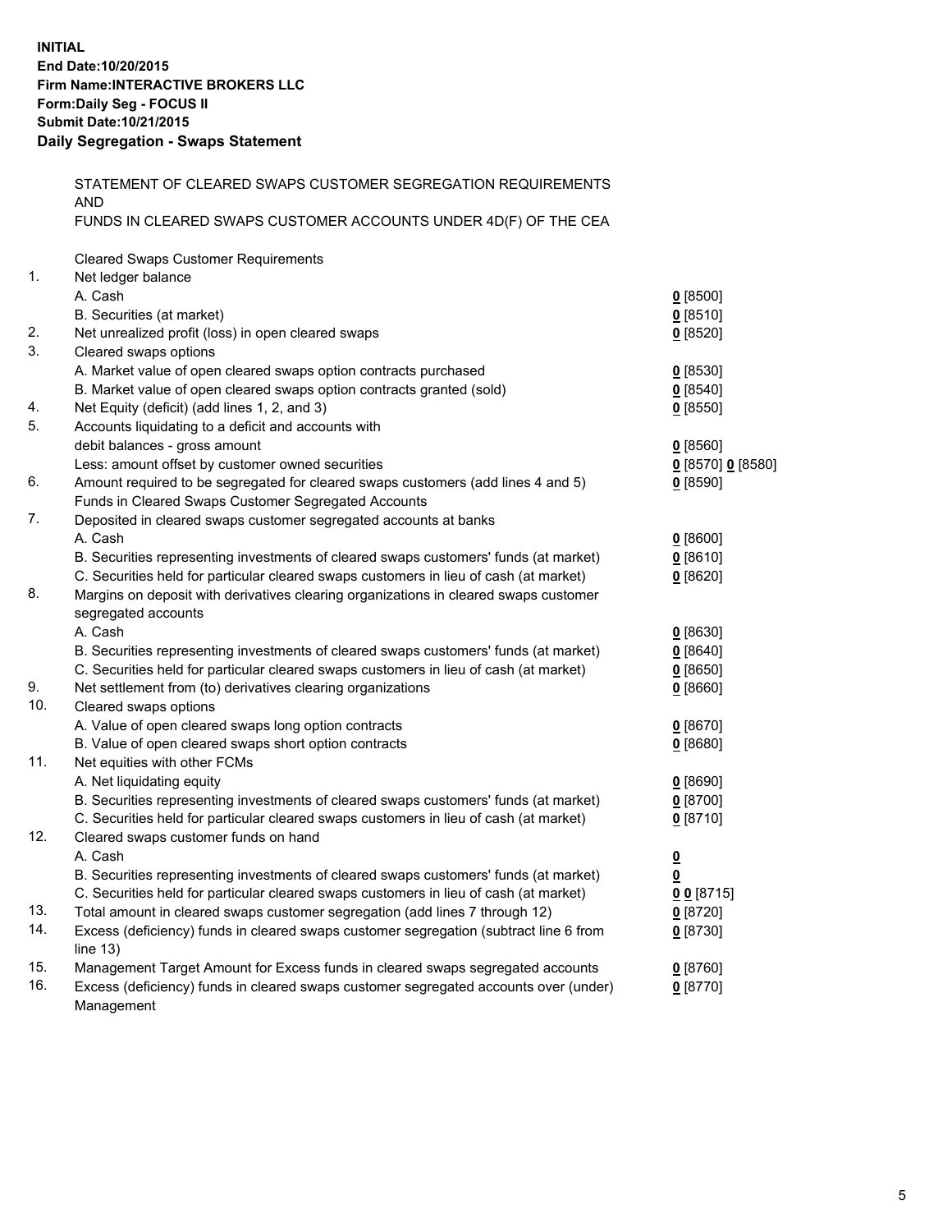**INITIAL**
**End Date:10/20/2015**
**Firm Name:INTERACTIVE BROKERS LLC**
**Form:Daily Seg - FOCUS II**
**Submit Date:10/21/2015**
**Daily Segregation - Swaps Statement**

STATEMENT OF CLEARED SWAPS CUSTOMER SEGREGATION REQUIREMENTS
AND
FUNDS IN CLEARED SWAPS CUSTOMER ACCOUNTS UNDER 4D(F) OF THE CEA

| | | |
|---|---|---|
| | Cleared Swaps Customer Requirements | |
| 1. | Net ledger balance | |
| | A. Cash | 0 [8500] |
| | B. Securities (at market) | 0 [8510] |
| 2. | Net unrealized profit (loss) in open cleared swaps | 0 [8520] |
| 3. | Cleared swaps options | |
| | A. Market value of open cleared swaps option contracts purchased | 0 [8530] |
| | B. Market value of open cleared swaps option contracts granted (sold) | 0 [8540] |
| 4. | Net Equity (deficit) (add lines 1, 2, and 3) | 0 [8550] |
| 5. | Accounts liquidating to a deficit and accounts with | |
| | debit balances - gross amount | 0 [8560] |
| | Less: amount offset by customer owned securities | 0 [8570] 0 [8580] |
| 6. | Amount required to be segregated for cleared swaps customers (add lines 4 and 5) | 0 [8590] |
| | Funds in Cleared Swaps Customer Segregated Accounts | |
| 7. | Deposited in cleared swaps customer segregated accounts at banks | |
| | A. Cash | 0 [8600] |
| | B. Securities representing investments of cleared swaps customers' funds (at market) | 0 [8610] |
| | C. Securities held for particular cleared swaps customers in lieu of cash (at market) | 0 [8620] |
| 8. | Margins on deposit with derivatives clearing organizations in cleared swaps customer segregated accounts | |
| | A. Cash | 0 [8630] |
| | B. Securities representing investments of cleared swaps customers' funds (at market) | 0 [8640] |
| | C. Securities held for particular cleared swaps customers in lieu of cash (at market) | 0 [8650] |
| 9. | Net settlement from (to) derivatives clearing organizations | 0 [8660] |
| 10. | Cleared swaps options | |
| | A. Value of open cleared swaps long option contracts | 0 [8670] |
| | B. Value of open cleared swaps short option contracts | 0 [8680] |
| 11. | Net equities with other FCMs | |
| | A. Net liquidating equity | 0 [8690] |
| | B. Securities representing investments of cleared swaps customers' funds (at market) | 0 [8700] |
| | C. Securities held for particular cleared swaps customers in lieu of cash (at market) | 0 [8710] |
| 12. | Cleared swaps customer funds on hand | |
| | A. Cash | 0 |
| | B. Securities representing investments of cleared swaps customers' funds (at market) | 0 |
| | C. Securities held for particular cleared swaps customers in lieu of cash (at market) | 0 0 [8715] |
| 13. | Total amount in cleared swaps customer segregation (add lines 7 through 12) | 0 [8720] |
| 14. | Excess (deficiency) funds in cleared swaps customer segregation (subtract line 6 from line 13) | 0 [8730] |
| 15. | Management Target Amount for Excess funds in cleared swaps segregated accounts | 0 [8760] |
| 16. | Excess (deficiency) funds in cleared swaps customer segregated accounts over (under) Management | 0 [8770] |